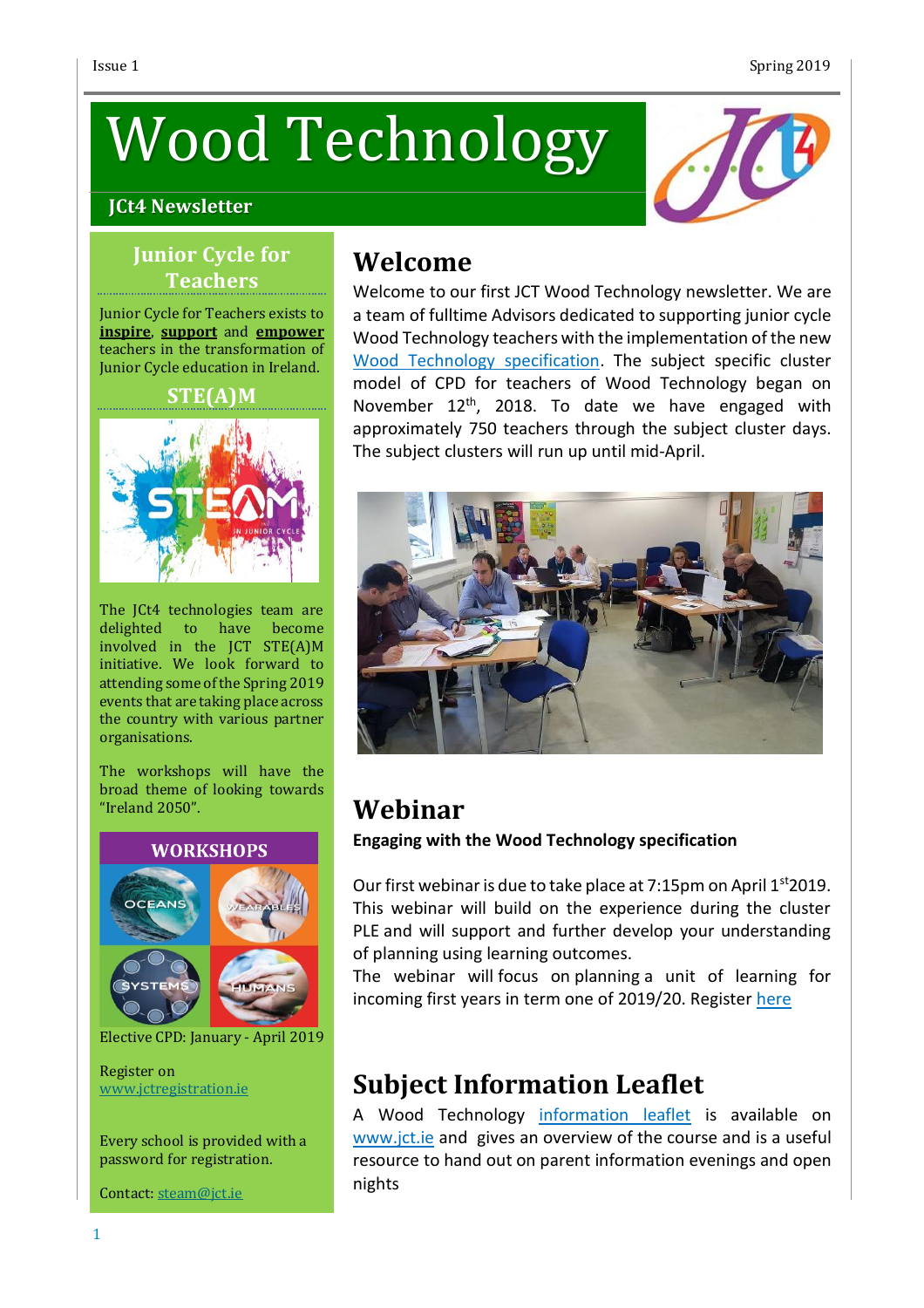# Wood Technology

**JCt4 Newsletter**

## Junior Cycle for Teachers

Junior Cycle for Teachers exists to **inspire**, **support** and **empower** teachers in the transformation of Junior Cycle education in Ireland.

## STE(A)M

The JCt4 technologies team are delighted to have become involved in the JCT STE(A)M initiative. We look forward to attending some of the Spring 2019 events that are taking place across the country with various partner organisations.

The workshops will have the broad theme of looking towards "Ireland 2050".

**WORKSHOPS**

Elective CPD: January - April 2019

Register on www.jctregistration.ie

Every school is provided with a password for registration.

Contact: steam@jct.ie

## Welcome

Welcome to our first JCT Wood Technology newsletter. We are a team of fulltime Advisors dedicated to supporting junior cycle Wood Technology teachers with the implementation of the new Wood Technology specification. The subject specific cluster model of CPD for teachers of Wood Technology began on November 12th, 2018. To date we have engaged with approximately 750 teachers through the subject cluster days. The subject clusters will run up until mid-April.

## Webinar

**Engaging with the Wood Technology specification**

Our first webinar is due to take place at 7:15pm on April 1st 2019. This webinar will build on the experience during the cluster PLE and will support and further develop your understanding of planning using learning outcomes.

The webinar will focus on planning a unit of learning for incoming first years in term one of 2019/20. Register here

## Subject Information Leaflet

A Wood Technology information leaflet is available on www.jct.ie and gives an overview of the course and is a useful resource to hand out on parent information evenings and open nights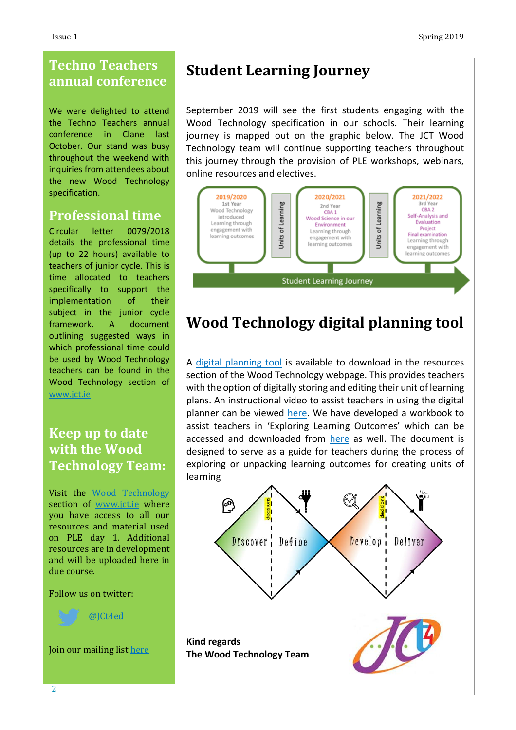## Techno Teachers annual conference

We were delighted to attend the Techno Teachers annual conference in Clane last October. Our stand was busy throughout the weekend with inquiries from attendees about the new Wood Technology specification.

## Professional time

Circular letter 0079/2018 details the professional time (up to 22 hours) available to teachers of junior cycle. This is time allocated to teachers specifically to support the implementation of their subject in the junior cycle framework. A document outlining suggested ways in which professional time could be used by Wood Technology teachers can be found in the Wood Technology section of www.jct.ie

## Keep up to date with the Wood Technology Team:

Visit the Wood Technology section of www.jct.ie where you have access to all our resources and material used on PLE day 1. Additional resources are in development and will be uploaded here in due course.

Follow us on twitter:

@JCt4ed

Join our mailing list here

# Student Learning Journey

September 2019 will see the first students engaging with the Wood Technology specification in our schools. Their learning journey is mapped out on the graphic below. The JCT Wood Technology team will continue supporting teachers throughout this journey through the provision of PLE workshops, webinars, online resources and electives.

2019/2020
1st Year
Wood Technology introduced
Learning through engagement with learning outcomes

Units of Learning

2020/2021
2nd Year
CBA 1
Wood Science in our Environment
Learning through engagement with learning outcomes

Units of Learning

2021/2022
3rd Year
CBA 2
Self-Analysis and Evaluation
Project
Final examination
Learning through engagement with learning outcomes

Student Learning Journey

# Wood Technology digital planning tool

A digital planning tool is available to download in the resources section of the Wood Technology webpage. This provides teachers with the option of digitally storing and editing their unit of learning plans. An instructional video to assist teachers in using the digital planner can be viewed here. We have developed a workbook to assist teachers in 'Exploring Learning Outcomes' which can be accessed and downloaded from here as well. The document is designed to serve as a guide for teachers during the process of exploring or unpacking learning outcomes for creating units of learning

Discover
decisions
Define
Develop
decisions
Deliver

**Kind regards**
**The Wood Technology Team**